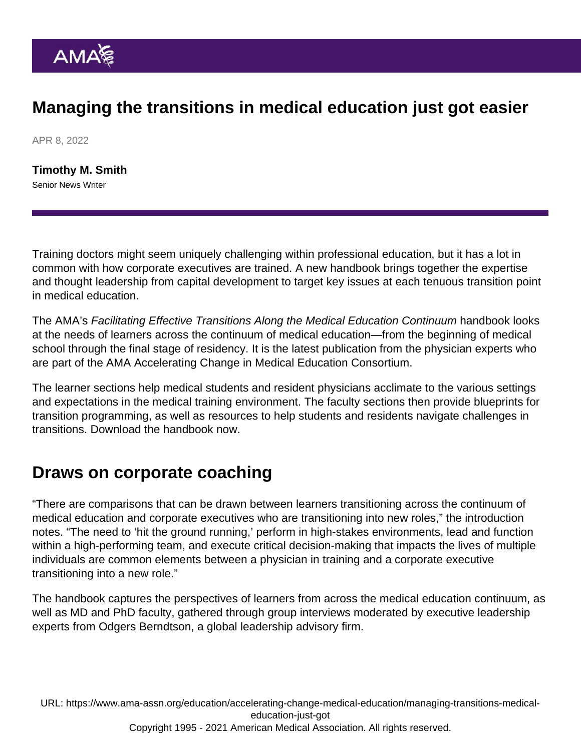# Managing the transitions in medical education just got easier

APR 8, 2022

**Timothy M. Smith**
Senior News Writer

Training doctors might seem uniquely challenging within professional education, but it has a lot in common with how corporate executives are trained. A new handbook brings together the expertise and thought leadership from capital development to target key issues at each tenuous transition point in medical education.

The AMA's *Facilitating Effective Transitions Along the Medical Education Continuum* handbook looks at the needs of learners across the continuum of medical education—from the beginning of medical school through the final stage of residency. It is the latest publication from the physician experts who are part of the AMA Accelerating Change in Medical Education Consortium.

The learner sections help medical students and resident physicians acclimate to the various settings and expectations in the medical training environment. The faculty sections then provide blueprints for transition programming, as well as resources to help students and residents navigate challenges in transitions. Download the handbook now.

## Draws on corporate coaching

"There are comparisons that can be drawn between learners transitioning across the continuum of medical education and corporate executives who are transitioning into new roles," the introduction notes. "The need to 'hit the ground running,' perform in high-stakes environments, lead and function within a high-performing team, and execute critical decision-making that impacts the lives of multiple individuals are common elements between a physician in training and a corporate executive transitioning into a new role."

The handbook captures the perspectives of learners from across the medical education continuum, as well as MD and PhD faculty, gathered through group interviews moderated by executive leadership experts from Odgers Berndtson, a global leadership advisory firm.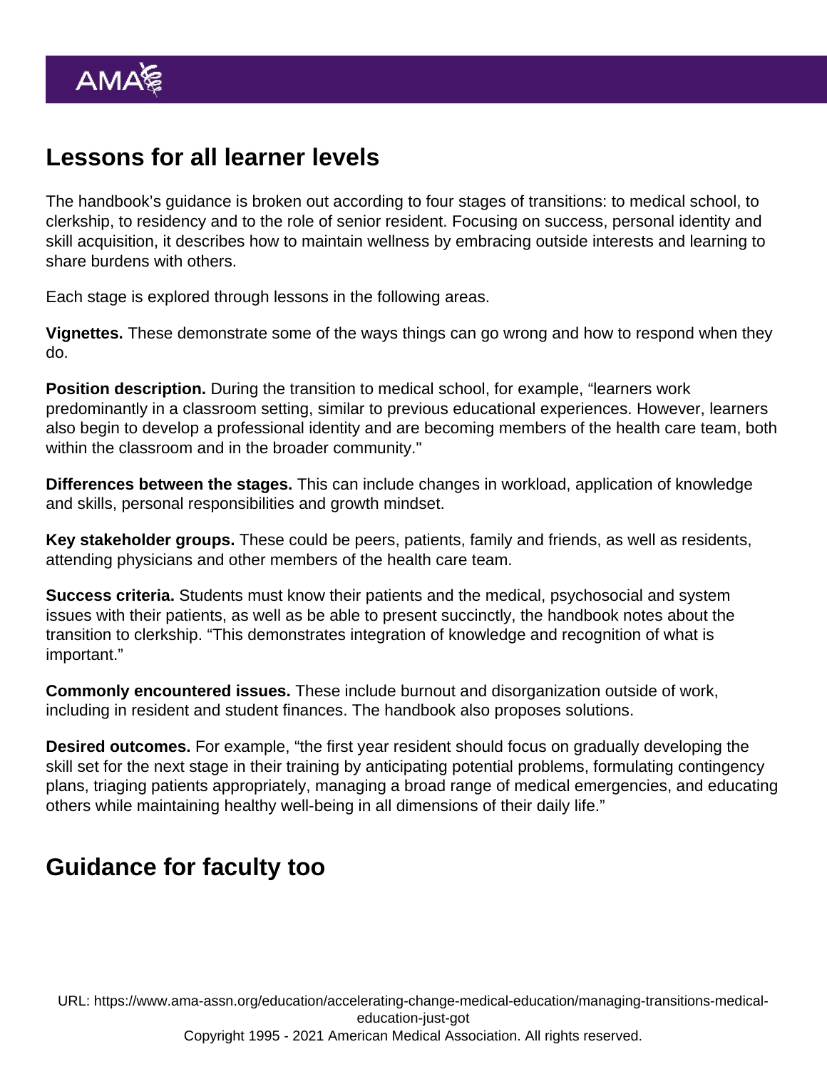## Lessons for all learner levels

The handbook's guidance is broken out according to four stages of transitions: to medical school, to clerkship, to residency and to the role of senior resident. Focusing on success, personal identity and skill acquisition, it describes how to maintain wellness by embracing outside interests and learning to share burdens with others.

Each stage is explored through lessons in the following areas.

**Vignettes.** These demonstrate some of the ways things can go wrong and how to respond when they do.

**Position description.** During the transition to medical school, for example, "learners work predominantly in a classroom setting, similar to previous educational experiences. However, learners also begin to develop a professional identity and are becoming members of the health care team, both within the classroom and in the broader community."

**Differences between the stages.** This can include changes in workload, application of knowledge and skills, personal responsibilities and growth mindset.

**Key stakeholder groups.** These could be peers, patients, family and friends, as well as residents, attending physicians and other members of the health care team.

**Success criteria.** Students must know their patients and the medical, psychosocial and system issues with their patients, as well as be able to present succinctly, the handbook notes about the transition to clerkship. "This demonstrates integration of knowledge and recognition of what is important."

**Commonly encountered issues.** These include burnout and disorganization outside of work, including in resident and student finances. The handbook also proposes solutions.

**Desired outcomes.** For example, "the first year resident should focus on gradually developing the skill set for the next stage in their training by anticipating potential problems, formulating contingency plans, triaging patients appropriately, managing a broad range of medical emergencies, and educating others while maintaining healthy well-being in all dimensions of their daily life."

## Guidance for faculty too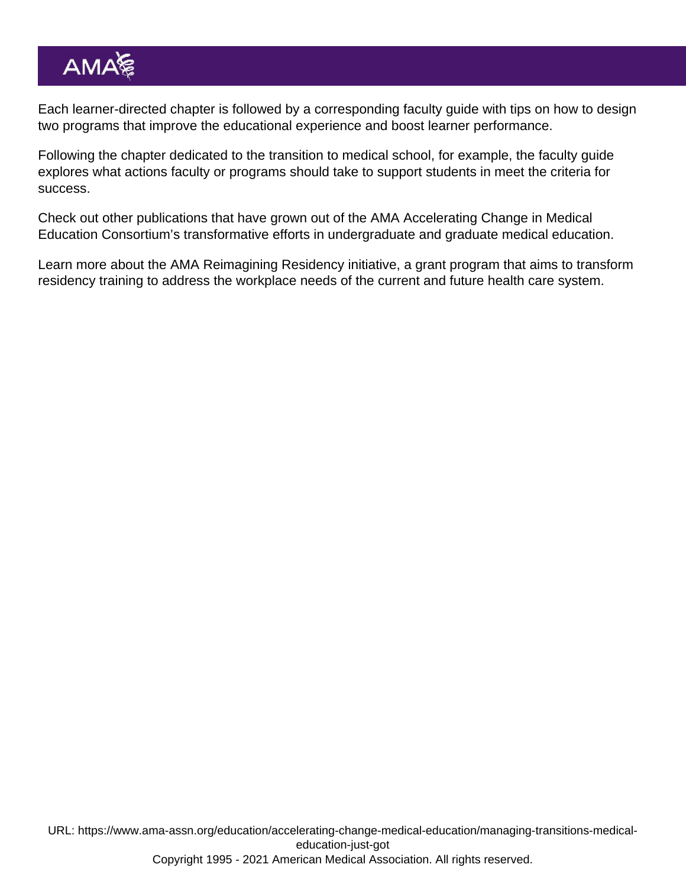Each learner-directed chapter is followed by a corresponding faculty guide with tips on how to design two programs that improve the educational experience and boost learner performance.

Following the chapter dedicated to the transition to medical school, for example, the faculty guide explores what actions faculty or programs should take to support students in meet the criteria for success.

Check out other publications that have grown out of the AMA Accelerating Change in Medical Education Consortium's transformative efforts in undergraduate and graduate medical education.

Learn more about the AMA Reimagining Residency initiative, a grant program that aims to transform residency training to address the workplace needs of the current and future health care system.